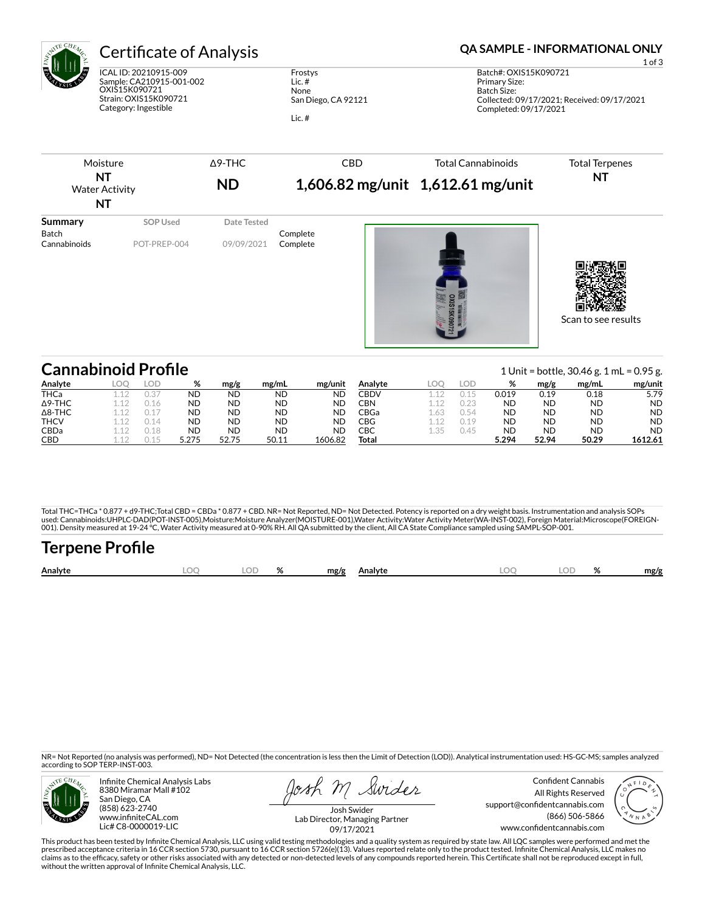# Certificate of Analysis

**QA SAMPLE - INFORMATIONAL ONLY**

ICAL ID: 20210915-009
Sample: CA210915-001-002
OXIS15K090721
Strain: OXIS15K090721
Category: Ingestible

Frostys
Lic. #
None
San Diego, CA 92121

Lic. #

Batch#: OXIS15K090721
Primary Size:
Batch Size:
Collected: 09/17/2021; Received: 09/17/2021
Completed: 09/17/2021

| Moisture | Δ9-THC | CBD | Total Cannabinoids | Total Terpenes |
|---|---|---|---|---|
| **NT** | **ND** | **1,606.82 mg/unit** | **1,612.61 mg/unit** | **NT** |
| Water Activity **NT** | | | | |

| Summary | SOP Used | Date Tested | |
|---|---|---|---|
| Batch | | | Complete |
| Cannabinoids | POT-PREP-004 | 09/09/2021 | Complete |

Scan to see results

## Cannabinoid Profile

1 Unit = bottle, 30.46 g. 1 mL = 0.95 g.

| Analyte | LOQ | LOD | % | mg/g | mg/mL | mg/unit |
|---|---|---|---|---|---|---|
| THCa | 1.12 | 0.37 | ND | ND | ND | ND |
| Δ9-THC | 1.12 | 0.16 | ND | ND | ND | ND |
| Δ8-THC | 1.12 | 0.17 | ND | ND | ND | ND |
| THCV | 1.12 | 0.14 | ND | ND | ND | ND |
| CBDa | 1.12 | 0.18 | ND | ND | ND | ND |
| CBD | 1.12 | 0.15 | 5.275 | 52.75 | 50.11 | 1606.82 |
| CBDV | 1.12 | 0.15 | 0.019 | 0.19 | 0.18 | 5.79 |
| CBN | 1.12 | 0.23 | ND | ND | ND | ND |
| CBGa | 1.63 | 0.54 | ND | ND | ND | ND |
| CBG | 1.12 | 0.19 | ND | ND | ND | ND |
| CBC | 1.35 | 0.45 | ND | ND | ND | ND |
| **Total** | | | **5.294** | **52.94** | **50.29** | **1612.61** |

Total THC=THCa * 0.877 + d9-THC;Total CBD = CBDa * 0.877 + CBD. NR= Not Reported, ND= Not Detected. Potency is reported on a dry weight basis. Instrumentation and analysis SOPs used: Cannabinoids:UHPLC-DAD(POT-INST-005),Moisture:Moisture Analyzer(MOISTURE-001),Water Activity:Water Activity Meter(WA-INST-002), Foreign Material:Microscope(FOREIGN-001). Density measured at 19-24 °C, Water Activity measured at 0-90% RH. All QA submitted by the client, All CA State Compliance sampled using SAMPL-SOP-001.

## Terpene Profile

| Analyte | LOQ | LOD | % | mg/g | Analyte | LOQ | LOD | % | mg/g |
|---|---|---|---|---|---|---|---|---|---|

NR= Not Reported (no analysis was performed), ND= Not Detected (the concentration is less then the Limit of Detection (LOD)). Analytical instrumentation used: HS-GC-MS; samples analyzed according to SOP TERP-INST-003.

Infinite Chemical Analysis Labs
8380 Miramar Mall #102
San Diego, CA
(858) 623-2740
www.infiniteCAL.com
Lic# C8-0000019-LIC

Josh Swider
Lab Director, Managing Partner
09/17/2021

Confident Cannabis
All Rights Reserved
support@confidentcannabis.com
(866) 506-5866
www.confidentcannabis.com

This product has been tested by Infinite Chemical Analysis, LLC using valid testing methodologies and a quality system as required by state law. All LQC samples were performed and met the prescribed acceptance criteria in 16 CCR section 5730, pursuant to 16 CCR section 5726(e)(13). Values reported relate only to the product tested. Infinite Chemical Analysis, LLC makes no claims as to the efficacy, safety or other risks associated with any detected or non-detected levels of any compounds reported herein. This Certificate shall not be reproduced except in full, without the written approval of Infinite Chemical Analysis, LLC.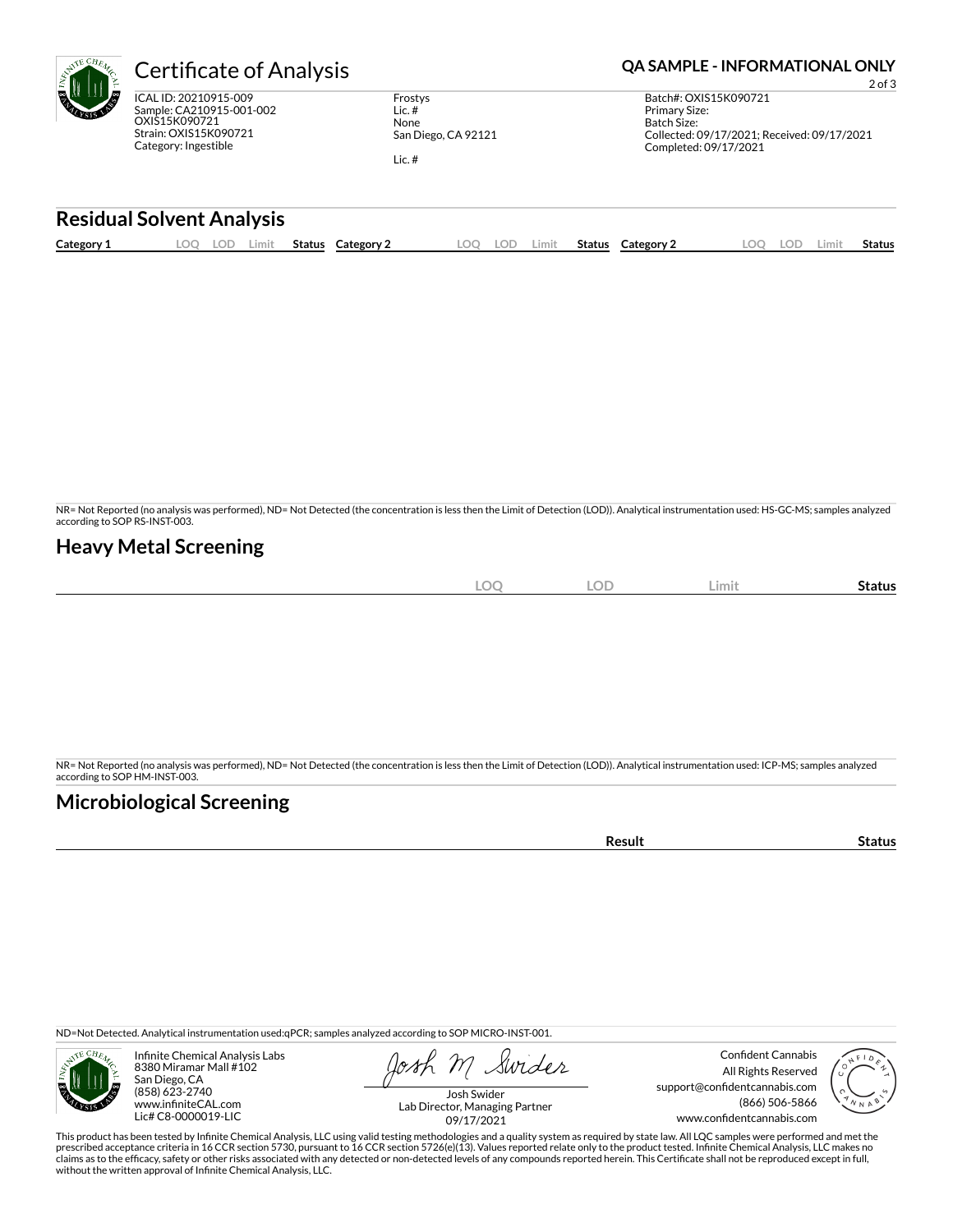# Certificate of Analysis

**QA SAMPLE - INFORMATIONAL ONLY**

ICAL ID: 20210915-009
Sample: CA210915-001-002
OXIS15K090721
Strain: OXIS15K090721
Category: Ingestible

Frostys
Lic. #
None
San Diego, CA 92121

Lic. #

Batch#: OXIS15K090721
Primary Size:
Batch Size:
Collected: 09/17/2021; Received: 09/17/2021
Completed: 09/17/2021

## Residual Solvent Analysis

| Category 1 | LOQ | LOD | Limit | Status | Category 2 | LOQ | LOD | Limit | Status | Category 2 | LOQ | LOD | Limit | Status |
|---|---|---|---|---|---|---|---|---|---|---|---|---|---|---|

NR= Not Reported (no analysis was performed), ND= Not Detected (the concentration is less then the Limit of Detection (LOD)). Analytical instrumentation used: HS-GC-MS; samples analyzed according to SOP RS-INST-003.

## Heavy Metal Screening

| | LOQ | LOD | Limit | Status |
|---|---|---|---|---|

NR= Not Reported (no analysis was performed), ND= Not Detected (the concentration is less then the Limit of Detection (LOD)). Analytical instrumentation used: ICP-MS; samples analyzed according to SOP HM-INST-003.

## Microbiological Screening

| | Result | Status |
|---|---|---|

ND=Not Detected. Analytical instrumentation used:qPCR; samples analyzed according to SOP MICRO-INST-001.

Infinite Chemical Analysis Labs
8380 Miramar Mall #102
San Diego, CA
(858) 623-2740
www.infiniteCAL.com
Lic# C8-0000019-LIC

Josh Swider
Lab Director, Managing Partner
09/17/2021

Confident Cannabis
All Rights Reserved
support@confidentcannabis.com
(866) 506-5866
www.confidentcannabis.com

This product has been tested by Infinite Chemical Analysis, LLC using valid testing methodologies and a quality system as required by state law. All LQC samples were performed and met the prescribed acceptance criteria in 16 CCR section 5730, pursuant to 16 CCR section 5726(e)(13). Values reported relate only to the product tested. Infinite Chemical Analysis, LLC makes no claims as to the efficacy, safety or other risks associated with any detected or non-detected levels of any compounds reported herein. This Certificate shall not be reproduced except in full, without the written approval of Infinite Chemical Analysis, LLC.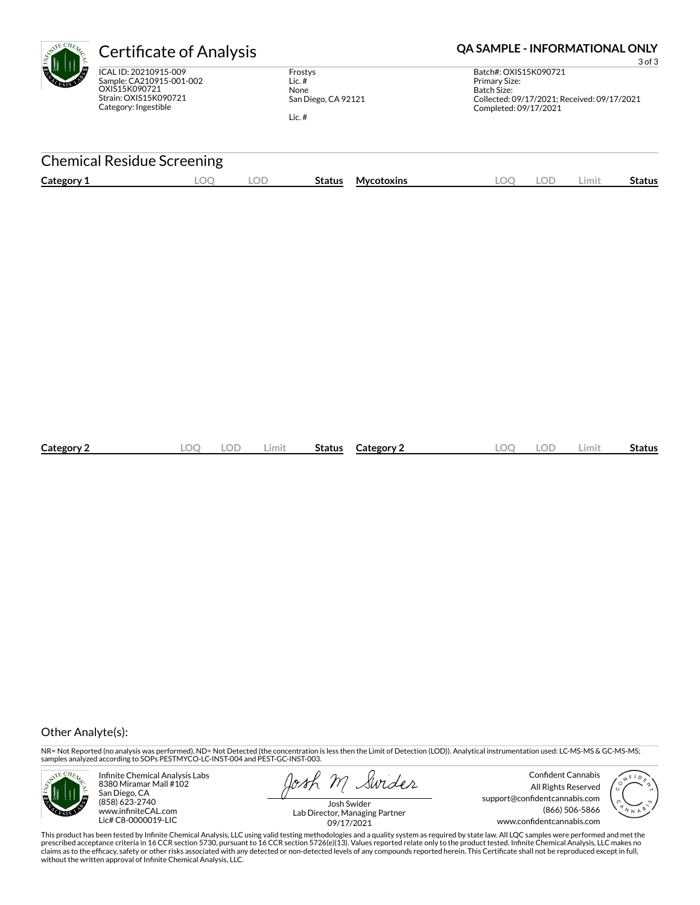# Certificate of Analysis

**QA SAMPLE - INFORMATIONAL ONLY**

ICAL ID: 20210915-009
Sample: CA210915-001-002
OXIS15K090721
Strain: OXIS15K090721
Category: Ingestible

Frostys
Lic. #
None
San Diego, CA 92121

Lic. #

Batch#: OXIS15K090721
Primary Size:
Batch Size:
Collected: 09/17/2021; Received: 09/17/2021
Completed: 09/17/2021

## Chemical Residue Screening

| Category 1 | LOQ | LOD | Status | Mycotoxins | LOQ | LOD | Limit | Status |
|---|---|---|---|---|---|---|---|---|

| Category 2 | LOQ | LOD | Limit | Status | Category 2 | LOQ | LOD | Limit | Status |
|---|---|---|---|---|---|---|---|---|---|

Other Analyte(s):

NR= Not Reported (no analysis was performed), ND= Not Detected (the concentration is less then the Limit of Detection (LOD)). Analytical instrumentation used: LC-MS-MS & GC-MS-MS; samples analyzed according to SOPs PESTMYCO-LC-INST-004 and PEST-GC-INST-003.

Infinite Chemical Analysis Labs
8380 Miramar Mall #102
San Diego, CA
(858) 623-2740
www.infiniteCAL.com
Lic# C8-0000019-LIC

Josh Swider
Lab Director, Managing Partner
09/17/2021

Confident Cannabis
All Rights Reserved
support@confidentcannabis.com
(866) 506-5866
www.confidentcannabis.com

This product has been tested by Infinite Chemical Analysis, LLC using valid testing methodologies and a quality system as required by state law. All LQC samples were performed and met the prescribed acceptance criteria in 16 CCR section 5730, pursuant to 16 CCR section 5726(e)(13). Values reported relate only to the product tested. Infinite Chemical Analysis, LLC makes no claims as to the efficacy, safety or other risks associated with any detected or non-detected levels of any compounds reported herein. This Certificate shall not be reproduced except in full, without the written approval of Infinite Chemical Analysis, LLC.